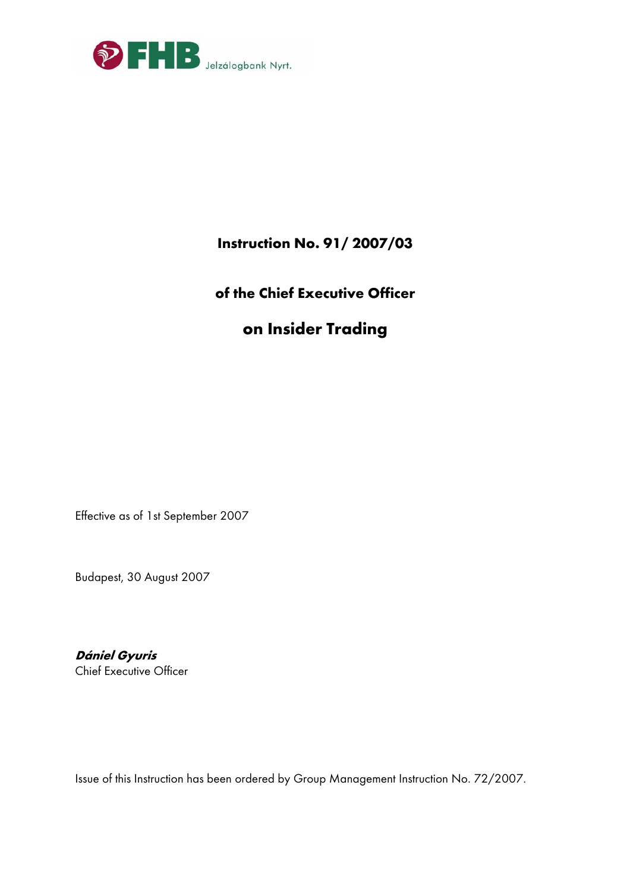FHB Jelzálogbank Nyrt.

# Instruction No. 91/ 2007/03

## of the Chief Executive Officer

## on Insider Trading

Effective as of 1st September 2007

Budapest, 30 August 2007

***Dániel Gyuris***
Chief Executive Officer

Issue of this Instruction has been ordered by Group Management Instruction No. 72/2007.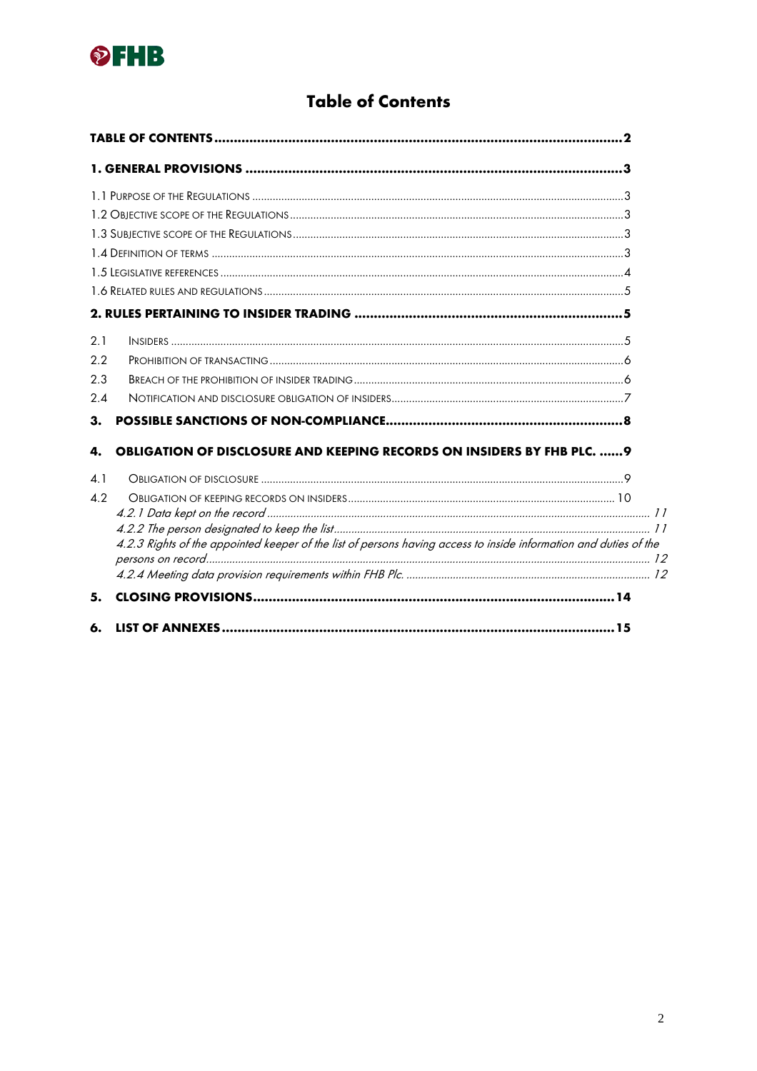# Table of Contents

**TABLE OF CONTENTS** .......... **2**

**1. GENERAL PROVISIONS** .......... **3**

1.1 Purpose of the Regulations .......... 3
1.2 Objective scope of the Regulations .......... 3
1.3 Subjective scope of the Regulations .......... 3
1.4 Definition of terms .......... 3
1.5 Legislative references .......... 4
1.6 Related rules and regulations .......... 5

**2. RULES PERTAINING TO INSIDER TRADING** .......... **5**

2.1 Insiders .......... 5
2.2 Prohibition of transacting .......... 6
2.3 Breach of the prohibition of insider trading .......... 6
2.4 Notification and disclosure obligation of insiders .......... 7

**3. POSSIBLE SANCTIONS OF NON-COMPLIANCE** .......... **8**

**4. OBLIGATION OF DISCLOSURE AND KEEPING RECORDS ON INSIDERS BY FHB PLC.** .......... **9**

4.1 Obligation of disclosure .......... 9
4.2 Obligation of keeping records on insiders .......... 10
*4.2.1 Data kept on the record* .......... *11*
*4.2.2 The person designated to keep the list* .......... *11*
*4.2.3 Rights of the appointed keeper of the list of persons having access to inside information and duties of the persons on record* .......... *12*
*4.2.4 Meeting data provision requirements within FHB Plc.* .......... *12*

**5. CLOSING PROVISIONS** .......... **14**

**6. LIST OF ANNEXES** .......... **15**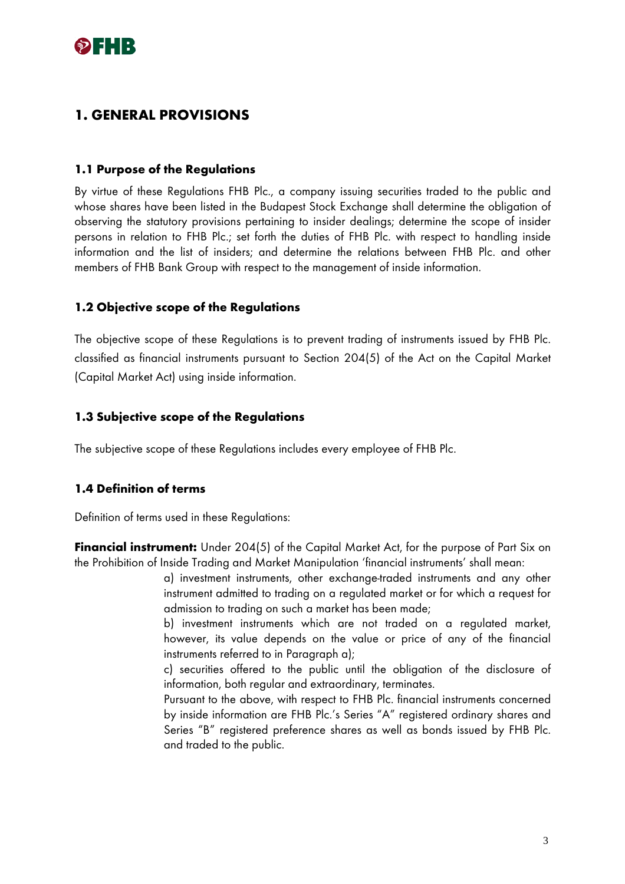# 1. GENERAL PROVISIONS

### 1.1 Purpose of the Regulations

By virtue of these Regulations FHB Plc., a company issuing securities traded to the public and whose shares have been listed in the Budapest Stock Exchange shall determine the obligation of observing the statutory provisions pertaining to insider dealings; determine the scope of insider persons in relation to FHB Plc.; set forth the duties of FHB Plc. with respect to handling inside information and the list of insiders; and determine the relations between FHB Plc. and other members of FHB Bank Group with respect to the management of inside information.

### 1.2 Objective scope of the Regulations

The objective scope of these Regulations is to prevent trading of instruments issued by FHB Plc. classified as financial instruments pursuant to Section 204(5) of the Act on the Capital Market (Capital Market Act) using inside information.

### 1.3 Subjective scope of the Regulations

The subjective scope of these Regulations includes every employee of FHB Plc.

### 1.4 Definition of terms

Definition of terms used in these Regulations:

**Financial instrument:** Under 204(5) of the Capital Market Act, for the purpose of Part Six on the Prohibition of Inside Trading and Market Manipulation 'financial instruments' shall mean:

a) investment instruments, other exchange-traded instruments and any other instrument admitted to trading on a regulated market or for which a request for admission to trading on such a market has been made;

b) investment instruments which are not traded on a regulated market, however, its value depends on the value or price of any of the financial instruments referred to in Paragraph a);

c) securities offered to the public until the obligation of the disclosure of information, both regular and extraordinary, terminates.

Pursuant to the above, with respect to FHB Plc. financial instruments concerned by inside information are FHB Plc.'s Series "A" registered ordinary shares and Series "B" registered preference shares as well as bonds issued by FHB Plc. and traded to the public.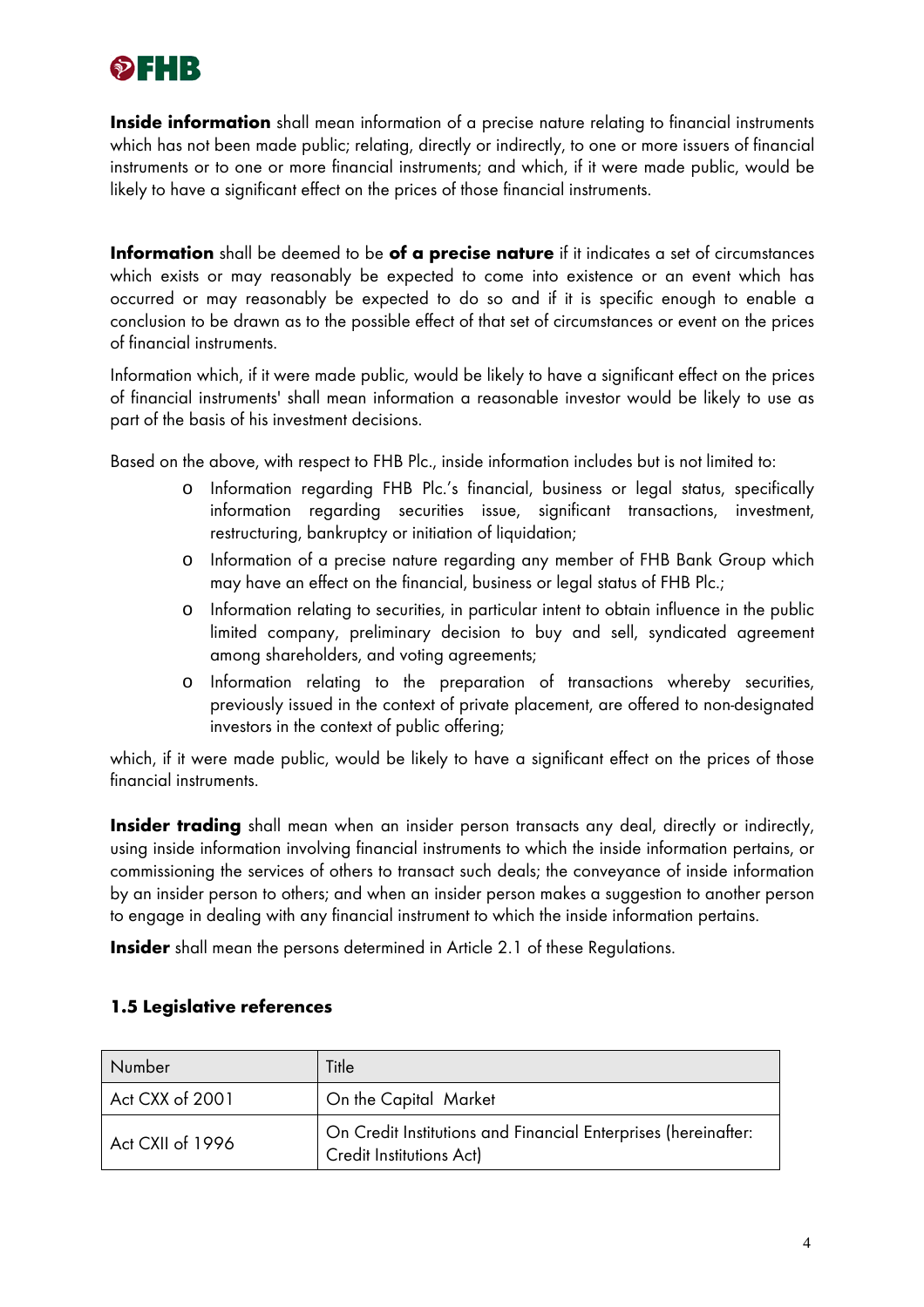**Inside information** shall mean information of a precise nature relating to financial instruments which has not been made public; relating, directly or indirectly, to one or more issuers of financial instruments or to one or more financial instruments; and which, if it were made public, would be likely to have a significant effect on the prices of those financial instruments.

**Information** shall be deemed to be **of a precise nature** if it indicates a set of circumstances which exists or may reasonably be expected to come into existence or an event which has occurred or may reasonably be expected to do so and if it is specific enough to enable a conclusion to be drawn as to the possible effect of that set of circumstances or event on the prices of financial instruments.

Information which, if it were made public, would be likely to have a significant effect on the prices of financial instruments' shall mean information a reasonable investor would be likely to use as part of the basis of his investment decisions.

Based on the above, with respect to FHB Plc., inside information includes but is not limited to:

- Information regarding FHB Plc.'s financial, business or legal status, specifically information regarding securities issue, significant transactions, investment, restructuring, bankruptcy or initiation of liquidation;
- Information of a precise nature regarding any member of FHB Bank Group which may have an effect on the financial, business or legal status of FHB Plc.;
- Information relating to securities, in particular intent to obtain influence in the public limited company, preliminary decision to buy and sell, syndicated agreement among shareholders, and voting agreements;
- Information relating to the preparation of transactions whereby securities, previously issued in the context of private placement, are offered to non-designated investors in the context of public offering;

which, if it were made public, would be likely to have a significant effect on the prices of those financial instruments.

**Insider trading** shall mean when an insider person transacts any deal, directly or indirectly, using inside information involving financial instruments to which the inside information pertains, or commissioning the services of others to transact such deals; the conveyance of inside information by an insider person to others; and when an insider person makes a suggestion to another person to engage in dealing with any financial instrument to which the inside information pertains.

**Insider** shall mean the persons determined in Article 2.1 of these Regulations.

### 1.5 Legislative references

| Number | Title |
|---|---|
| Act CXX of 2001 | On the Capital Market |
| Act CXII of 1996 | On Credit Institutions and Financial Enterprises (hereinafter: Credit Institutions Act) |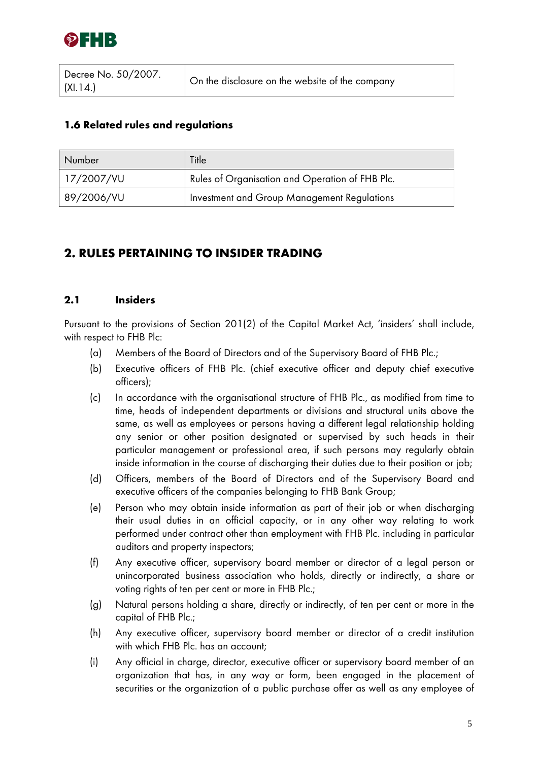| Decree No. 50/2007. (XI.14.) | On the disclosure on the website of the company |
|---|---|

### 1.6 Related rules and regulations

| Number | Title |
|---|---|
| 17/2007/VU | Rules of Organisation and Operation of FHB Plc. |
| 89/2006/VU | Investment and Group Management Regulations |

## 2. RULES PERTAINING TO INSIDER TRADING

### 2.1 Insiders

Pursuant to the provisions of Section 201(2) of the Capital Market Act, 'insiders' shall include, with respect to FHB Plc:

(a) Members of the Board of Directors and of the Supervisory Board of FHB Plc.;

(b) Executive officers of FHB Plc. (chief executive officer and deputy chief executive officers);

(c) In accordance with the organisational structure of FHB Plc., as modified from time to time, heads of independent departments or divisions and structural units above the same, as well as employees or persons having a different legal relationship holding any senior or other position designated or supervised by such heads in their particular management or professional area, if such persons may regularly obtain inside information in the course of discharging their duties due to their position or job;

(d) Officers, members of the Board of Directors and of the Supervisory Board and executive officers of the companies belonging to FHB Bank Group;

(e) Person who may obtain inside information as part of their job or when discharging their usual duties in an official capacity, or in any other way relating to work performed under contract other than employment with FHB Plc. including in particular auditors and property inspectors;

(f) Any executive officer, supervisory board member or director of a legal person or unincorporated business association who holds, directly or indirectly, a share or voting rights of ten per cent or more in FHB Plc.;

(g) Natural persons holding a share, directly or indirectly, of ten per cent or more in the capital of FHB Plc.;

(h) Any executive officer, supervisory board member or director of a credit institution with which FHB Plc. has an account;

(i) Any official in charge, director, executive officer or supervisory board member of an organization that has, in any way or form, been engaged in the placement of securities or the organization of a public purchase offer as well as any employee of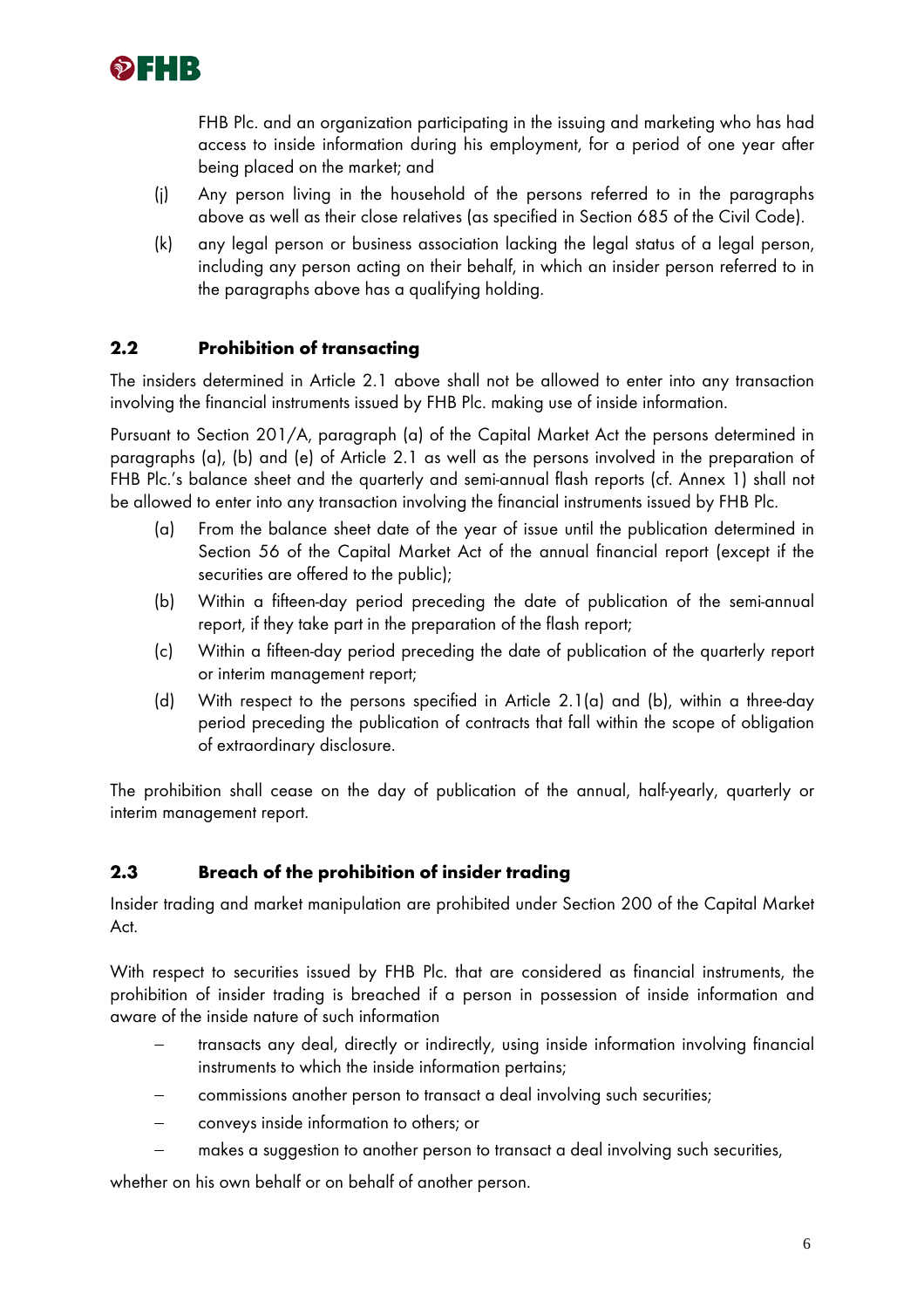FHB Plc. and an organization participating in the issuing and marketing who has had access to inside information during his employment, for a period of one year after being placed on the market; and

(j) Any person living in the household of the persons referred to in the paragraphs above as well as their close relatives (as specified in Section 685 of the Civil Code).

(k) any legal person or business association lacking the legal status of a legal person, including any person acting on their behalf, in which an insider person referred to in the paragraphs above has a qualifying holding.

## 2.2 Prohibition of transacting

The insiders determined in Article 2.1 above shall not be allowed to enter into any transaction involving the financial instruments issued by FHB Plc. making use of inside information.

Pursuant to Section 201/A, paragraph (a) of the Capital Market Act the persons determined in paragraphs (a), (b) and (e) of Article 2.1 as well as the persons involved in the preparation of FHB Plc.'s balance sheet and the quarterly and semi-annual flash reports (cf. Annex 1) shall not be allowed to enter into any transaction involving the financial instruments issued by FHB Plc.

(a) From the balance sheet date of the year of issue until the publication determined in Section 56 of the Capital Market Act of the annual financial report (except if the securities are offered to the public);

(b) Within a fifteen-day period preceding the date of publication of the semi-annual report, if they take part in the preparation of the flash report;

(c) Within a fifteen-day period preceding the date of publication of the quarterly report or interim management report;

(d) With respect to the persons specified in Article 2.1(a) and (b), within a three-day period preceding the publication of contracts that fall within the scope of obligation of extraordinary disclosure.

The prohibition shall cease on the day of publication of the annual, half-yearly, quarterly or interim management report.

## 2.3 Breach of the prohibition of insider trading

Insider trading and market manipulation are prohibited under Section 200 of the Capital Market Act.

With respect to securities issued by FHB Plc. that are considered as financial instruments, the prohibition of insider trading is breached if a person in possession of inside information and aware of the inside nature of such information

- transacts any deal, directly or indirectly, using inside information involving financial instruments to which the inside information pertains;
- commissions another person to transact a deal involving such securities;
- conveys inside information to others; or
- makes a suggestion to another person to transact a deal involving such securities,

whether on his own behalf or on behalf of another person.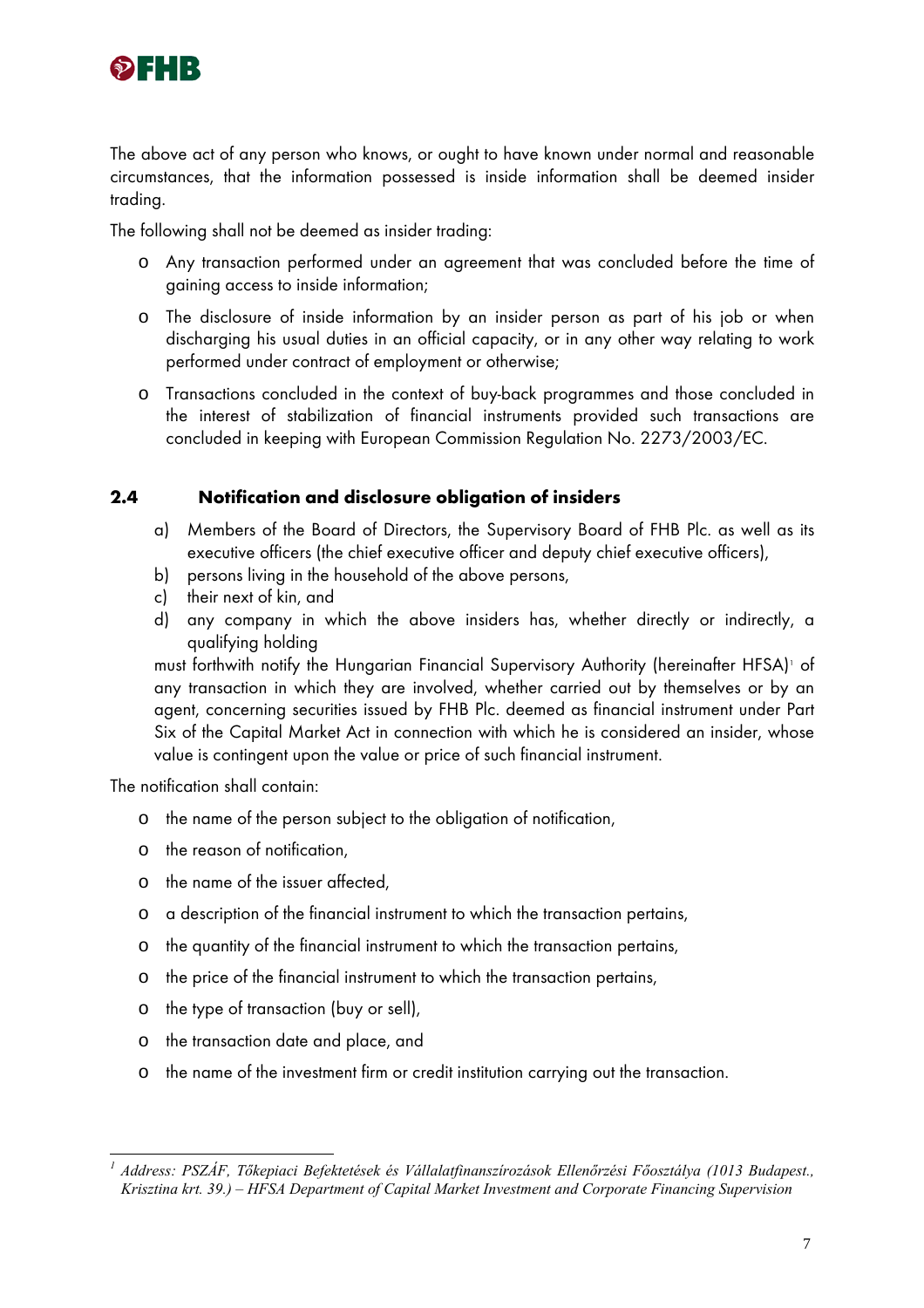The above act of any person who knows, or ought to have known under normal and reasonable circumstances, that the information possessed is inside information shall be deemed insider trading.

The following shall not be deemed as insider trading:

- Any transaction performed under an agreement that was concluded before the time of gaining access to inside information;
- The disclosure of inside information by an insider person as part of his job or when discharging his usual duties in an official capacity, or in any other way relating to work performed under contract of employment or otherwise;
- Transactions concluded in the context of buy-back programmes and those concluded in the interest of stabilization of financial instruments provided such transactions are concluded in keeping with European Commission Regulation No. 2273/2003/EC.

## 2.4 Notification and disclosure obligation of insiders

a) Members of the Board of Directors, the Supervisory Board of FHB Plc. as well as its executive officers (the chief executive officer and deputy chief executive officers),
b) persons living in the household of the above persons,
c) their next of kin, and
d) any company in which the above insiders has, whether directly or indirectly, a qualifying holding

must forthwith notify the Hungarian Financial Supervisory Authority (hereinafter HFSA)[1] of any transaction in which they are involved, whether carried out by themselves or by an agent, concerning securities issued by FHB Plc. deemed as financial instrument under Part Six of the Capital Market Act in connection with which he is considered an insider, whose value is contingent upon the value or price of such financial instrument.

The notification shall contain:

- the name of the person subject to the obligation of notification,
- the reason of notification,
- the name of the issuer affected,
- a description of the financial instrument to which the transaction pertains,
- the quantity of the financial instrument to which the transaction pertains,
- the price of the financial instrument to which the transaction pertains,
- the type of transaction (buy or sell),
- the transaction date and place, and
- the name of the investment firm or credit institution carrying out the transaction.

[1] *Address: PSZÁF, Tőkepiaci Befektetések és Vállalatfinanszírozások Ellenőrzési Főosztálya (1013 Budapest., Krisztina krt. 39.) – HFSA Department of Capital Market Investment and Corporate Financing Supervision*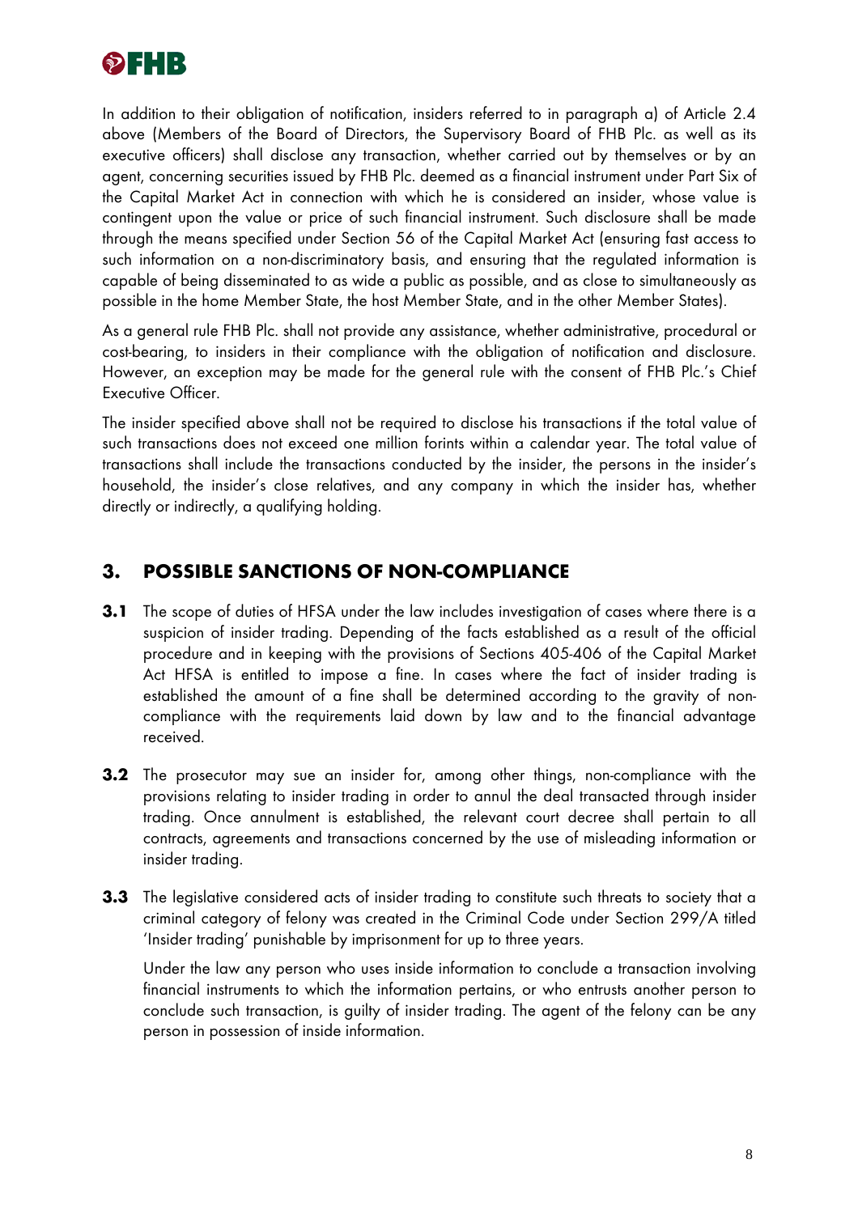In addition to their obligation of notification, insiders referred to in paragraph a) of Article 2.4 above (Members of the Board of Directors, the Supervisory Board of FHB Plc. as well as its executive officers) shall disclose any transaction, whether carried out by themselves or by an agent, concerning securities issued by FHB Plc. deemed as a financial instrument under Part Six of the Capital Market Act in connection with which he is considered an insider, whose value is contingent upon the value or price of such financial instrument. Such disclosure shall be made through the means specified under Section 56 of the Capital Market Act (ensuring fast access to such information on a non-discriminatory basis, and ensuring that the regulated information is capable of being disseminated to as wide a public as possible, and as close to simultaneously as possible in the home Member State, the host Member State, and in the other Member States).

As a general rule FHB Plc. shall not provide any assistance, whether administrative, procedural or cost-bearing, to insiders in their compliance with the obligation of notification and disclosure. However, an exception may be made for the general rule with the consent of FHB Plc.'s Chief Executive Officer.

The insider specified above shall not be required to disclose his transactions if the total value of such transactions does not exceed one million forints within a calendar year. The total value of transactions shall include the transactions conducted by the insider, the persons in the insider's household, the insider's close relatives, and any company in which the insider has, whether directly or indirectly, a qualifying holding.

## 3. POSSIBLE SANCTIONS OF NON-COMPLIANCE

**3.1** The scope of duties of HFSA under the law includes investigation of cases where there is a suspicion of insider trading. Depending of the facts established as a result of the official procedure and in keeping with the provisions of Sections 405-406 of the Capital Market Act HFSA is entitled to impose a fine. In cases where the fact of insider trading is established the amount of a fine shall be determined according to the gravity of non-compliance with the requirements laid down by law and to the financial advantage received.

**3.2** The prosecutor may sue an insider for, among other things, non-compliance with the provisions relating to insider trading in order to annul the deal transacted through insider trading. Once annulment is established, the relevant court decree shall pertain to all contracts, agreements and transactions concerned by the use of misleading information or insider trading.

**3.3** The legislative considered acts of insider trading to constitute such threats to society that a criminal category of felony was created in the Criminal Code under Section 299/A titled 'Insider trading' punishable by imprisonment for up to three years.

Under the law any person who uses inside information to conclude a transaction involving financial instruments to which the information pertains, or who entrusts another person to conclude such transaction, is guilty of insider trading. The agent of the felony can be any person in possession of inside information.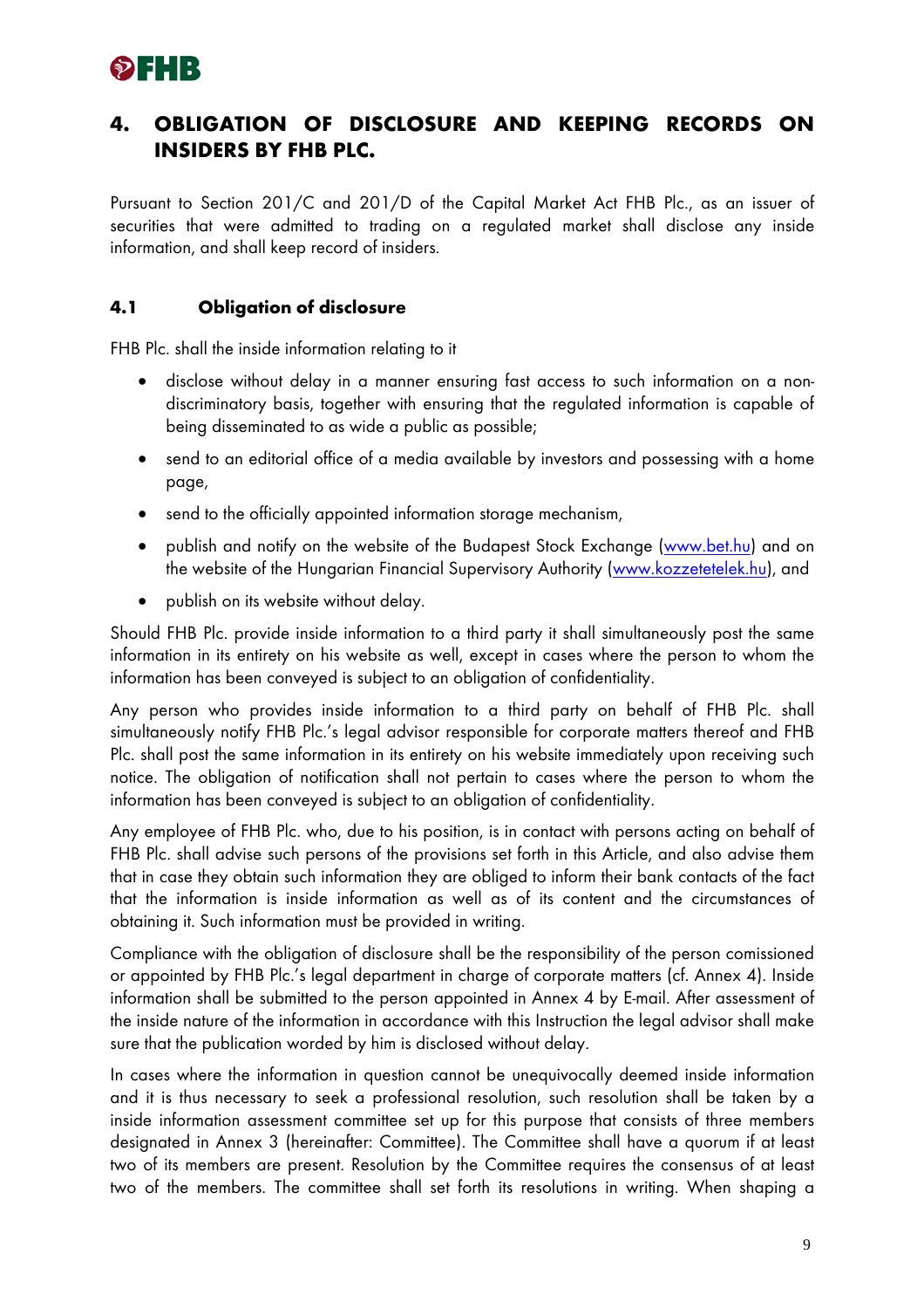## 4. OBLIGATION OF DISCLOSURE AND KEEPING RECORDS ON INSIDERS BY FHB PLC.

Pursuant to Section 201/C and 201/D of the Capital Market Act FHB Plc., as an issuer of securities that were admitted to trading on a regulated market shall disclose any inside information, and shall keep record of insiders.

### 4.1 Obligation of disclosure

FHB Plc. shall the inside information relating to it

- disclose without delay in a manner ensuring fast access to such information on a non-discriminatory basis, together with ensuring that the regulated information is capable of being disseminated to as wide a public as possible;
- send to an editorial office of a media available by investors and possessing with a home page,
- send to the officially appointed information storage mechanism,
- publish and notify on the website of the Budapest Stock Exchange (www.bet.hu) and on the website of the Hungarian Financial Supervisory Authority (www.kozzetetelek.hu), and
- publish on its website without delay.

Should FHB Plc. provide inside information to a third party it shall simultaneously post the same information in its entirety on his website as well, except in cases where the person to whom the information has been conveyed is subject to an obligation of confidentiality.

Any person who provides inside information to a third party on behalf of FHB Plc. shall simultaneously notify FHB Plc.'s legal advisor responsible for corporate matters thereof and FHB Plc. shall post the same information in its entirety on his website immediately upon receiving such notice. The obligation of notification shall not pertain to cases where the person to whom the information has been conveyed is subject to an obligation of confidentiality.

Any employee of FHB Plc. who, due to his position, is in contact with persons acting on behalf of FHB Plc. shall advise such persons of the provisions set forth in this Article, and also advise them that in case they obtain such information they are obliged to inform their bank contacts of the fact that the information is inside information as well as of its content and the circumstances of obtaining it. Such information must be provided in writing.

Compliance with the obligation of disclosure shall be the responsibility of the person comissioned or appointed by FHB Plc.'s legal department in charge of corporate matters (cf. Annex 4). Inside information shall be submitted to the person appointed in Annex 4 by E-mail. After assessment of the inside nature of the information in accordance with this Instruction the legal advisor shall make sure that the publication worded by him is disclosed without delay.

In cases where the information in question cannot be unequivocally deemed inside information and it is thus necessary to seek a professional resolution, such resolution shall be taken by a inside information assessment committee set up for this purpose that consists of three members designated in Annex 3 (hereinafter: Committee). The Committee shall have a quorum if at least two of its members are present. Resolution by the Committee requires the consensus of at least two of the members. The committee shall set forth its resolutions in writing. When shaping a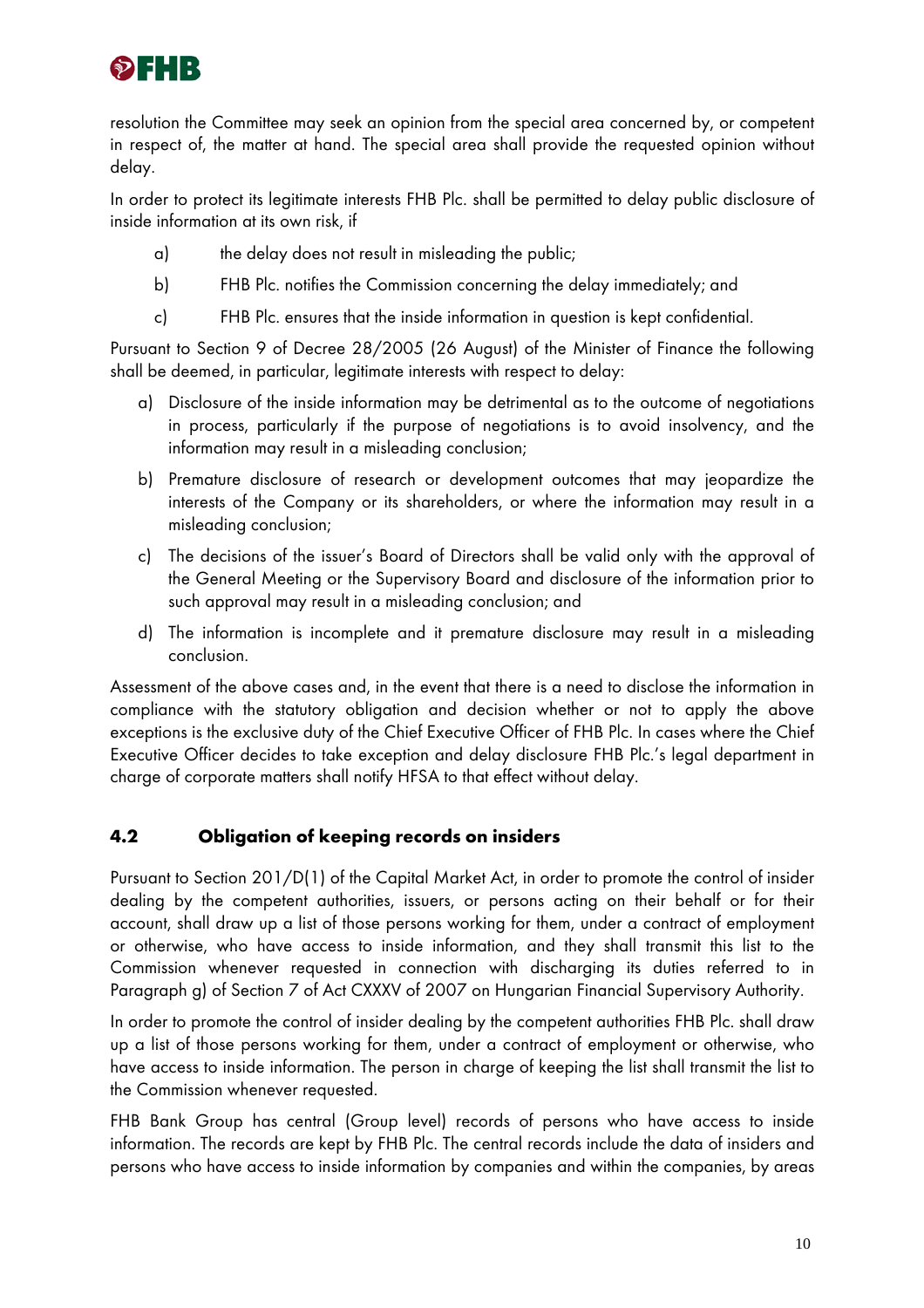resolution the Committee may seek an opinion from the special area concerned by, or competent in respect of, the matter at hand. The special area shall provide the requested opinion without delay.

In order to protect its legitimate interests FHB Plc. shall be permitted to delay public disclosure of inside information at its own risk, if

a) the delay does not result in misleading the public;

b) FHB Plc. notifies the Commission concerning the delay immediately; and

c) FHB Plc. ensures that the inside information in question is kept confidential.

Pursuant to Section 9 of Decree 28/2005 (26 August) of the Minister of Finance the following shall be deemed, in particular, legitimate interests with respect to delay:

a) Disclosure of the inside information may be detrimental as to the outcome of negotiations in process, particularly if the purpose of negotiations is to avoid insolvency, and the information may result in a misleading conclusion;

b) Premature disclosure of research or development outcomes that may jeopardize the interests of the Company or its shareholders, or where the information may result in a misleading conclusion;

c) The decisions of the issuer's Board of Directors shall be valid only with the approval of the General Meeting or the Supervisory Board and disclosure of the information prior to such approval may result in a misleading conclusion; and

d) The information is incomplete and it premature disclosure may result in a misleading conclusion.

Assessment of the above cases and, in the event that there is a need to disclose the information in compliance with the statutory obligation and decision whether or not to apply the above exceptions is the exclusive duty of the Chief Executive Officer of FHB Plc. In cases where the Chief Executive Officer decides to take exception and delay disclosure FHB Plc.'s legal department in charge of corporate matters shall notify HFSA to that effect without delay.

### 4.2 Obligation of keeping records on insiders

Pursuant to Section 201/D(1) of the Capital Market Act, in order to promote the control of insider dealing by the competent authorities, issuers, or persons acting on their behalf or for their account, shall draw up a list of those persons working for them, under a contract of employment or otherwise, who have access to inside information, and they shall transmit this list to the Commission whenever requested in connection with discharging its duties referred to in Paragraph g) of Section 7 of Act CXXXV of 2007 on Hungarian Financial Supervisory Authority.

In order to promote the control of insider dealing by the competent authorities FHB Plc. shall draw up a list of those persons working for them, under a contract of employment or otherwise, who have access to inside information. The person in charge of keeping the list shall transmit the list to the Commission whenever requested.

FHB Bank Group has central (Group level) records of persons who have access to inside information. The records are kept by FHB Plc. The central records include the data of insiders and persons who have access to inside information by companies and within the companies, by areas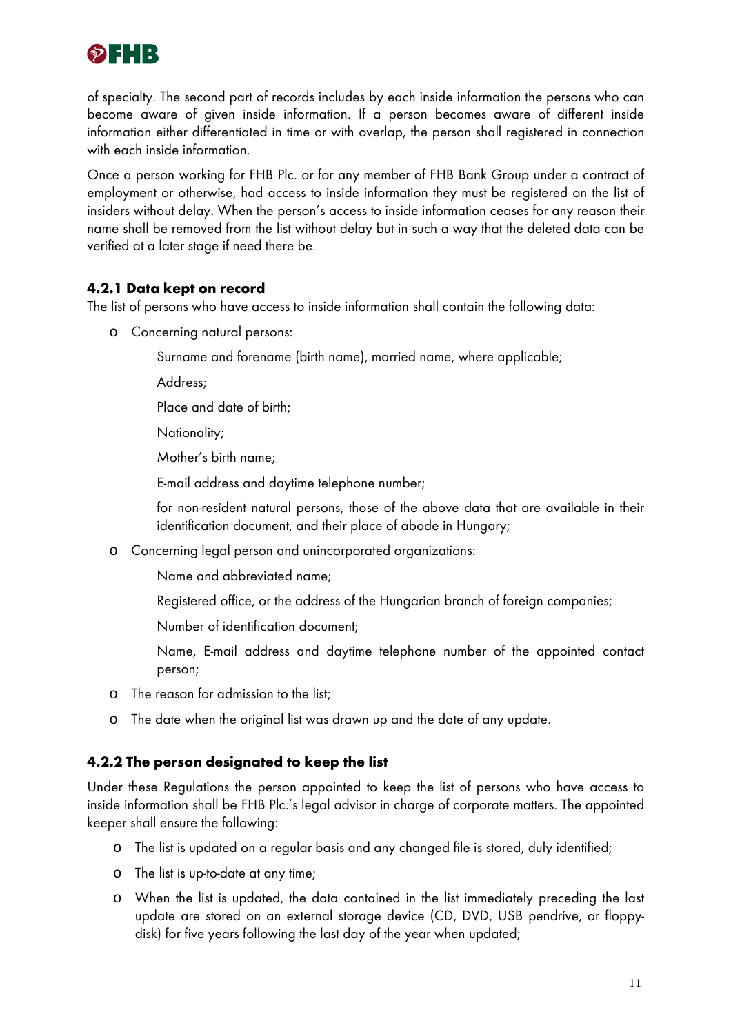of specialty. The second part of records includes by each inside information the persons who can become aware of given inside information. If a person becomes aware of different inside information either differentiated in time or with overlap, the person shall registered in connection with each inside information.

Once a person working for FHB Plc. or for any member of FHB Bank Group under a contract of employment or otherwise, had access to inside information they must be registered on the list of insiders without delay. When the person's access to inside information ceases for any reason their name shall be removed from the list without delay but in such a way that the deleted data can be verified at a later stage if need there be.

### 4.2.1 Data kept on record

The list of persons who have access to inside information shall contain the following data:

- Concerning natural persons:
  - Surname and forename (birth name), married name, where applicable;
  - Address;
  - Place and date of birth;
  - Nationality;
  - Mother's birth name;
  - E-mail address and daytime telephone number;
  - for non-resident natural persons, those of the above data that are available in their identification document, and their place of abode in Hungary;
- Concerning legal person and unincorporated organizations:
  - Name and abbreviated name;
  - Registered office, or the address of the Hungarian branch of foreign companies;
  - Number of identification document;
  - Name, E-mail address and daytime telephone number of the appointed contact person;
- The reason for admission to the list;
- The date when the original list was drawn up and the date of any update.

### 4.2.2 The person designated to keep the list

Under these Regulations the person appointed to keep the list of persons who have access to inside information shall be FHB Plc.'s legal advisor in charge of corporate matters. The appointed keeper shall ensure the following:

- The list is updated on a regular basis and any changed file is stored, duly identified;
- The list is up-to-date at any time;
- When the list is updated, the data contained in the list immediately preceding the last update are stored on an external storage device (CD, DVD, USB pendrive, or floppy-disk) for five years following the last day of the year when updated;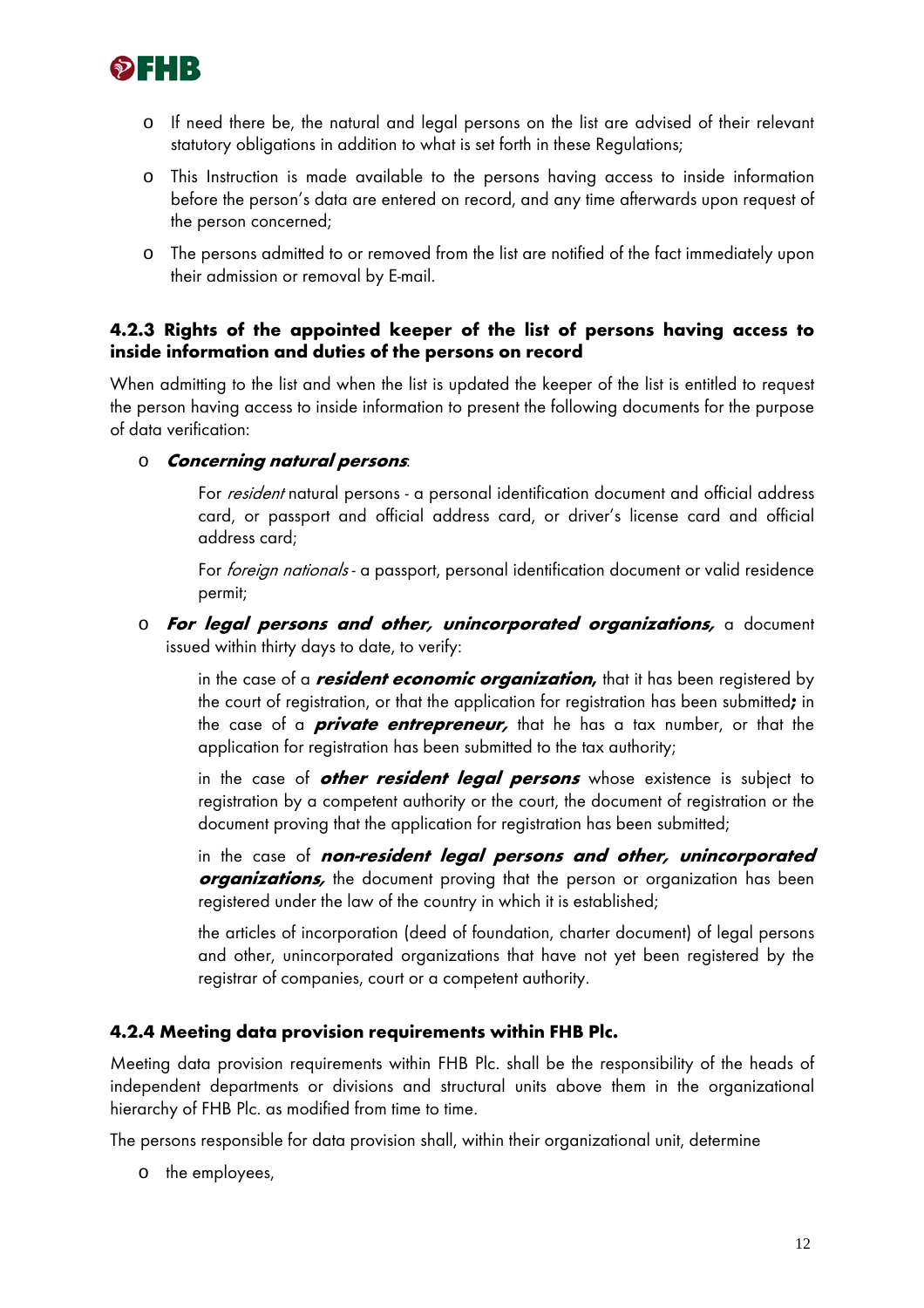- If need there be, the natural and legal persons on the list are advised of their relevant statutory obligations in addition to what is set forth in these Regulations;
- This Instruction is made available to the persons having access to inside information before the person's data are entered on record, and any time afterwards upon request of the person concerned;
- The persons admitted to or removed from the list are notified of the fact immediately upon their admission or removal by E-mail.

#### 4.2.3 Rights of the appointed keeper of the list of persons having access to inside information and duties of the persons on record

When admitting to the list and when the list is updated the keeper of the list is entitled to request the person having access to inside information to present the following documents for the purpose of data verification:

- ***Concerning natural persons***:

  For *resident* natural persons - a personal identification document and official address card, or passport and official address card, or driver's license card and official address card;

  For *foreign nationals* - a passport, personal identification document or valid residence permit;

- ***For legal persons and other, unincorporated organizations,*** a document issued within thirty days to date, to verify:

  in the case of a ***resident economic organization,*** that it has been registered by the court of registration, or that the application for registration has been submitted***;*** in the case of a ***private entrepreneur,*** that he has a tax number, or that the application for registration has been submitted to the tax authority;

  in the case of ***other resident legal persons*** whose existence is subject to registration by a competent authority or the court, the document of registration or the document proving that the application for registration has been submitted;

  in the case of ***non-resident legal persons and other, unincorporated organizations,*** the document proving that the person or organization has been registered under the law of the country in which it is established;

  the articles of incorporation (deed of foundation, charter document) of legal persons and other, unincorporated organizations that have not yet been registered by the registrar of companies, court or a competent authority.

#### 4.2.4 Meeting data provision requirements within FHB Plc.

Meeting data provision requirements within FHB Plc. shall be the responsibility of the heads of independent departments or divisions and structural units above them in the organizational hierarchy of FHB Plc. as modified from time to time.

The persons responsible for data provision shall, within their organizational unit, determine

- the employees,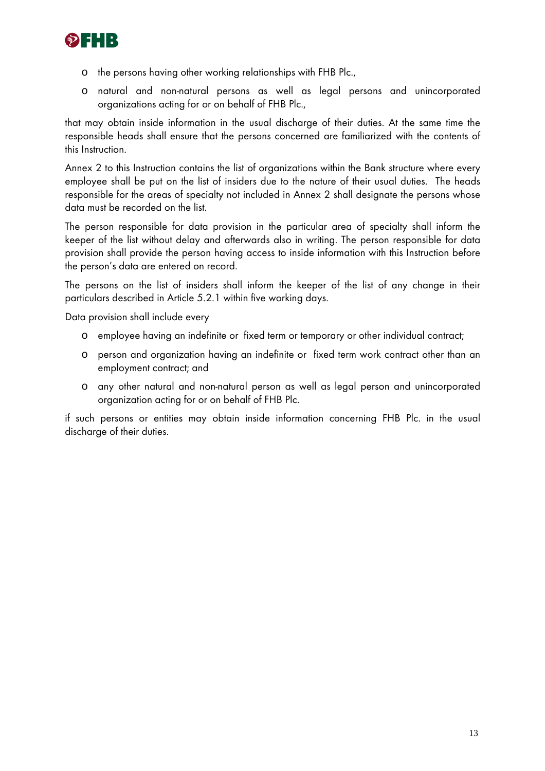- the persons having other working relationships with FHB Plc.,
- natural and non-natural persons as well as legal persons and unincorporated organizations acting for or on behalf of FHB Plc.,

that may obtain inside information in the usual discharge of their duties. At the same time the responsible heads shall ensure that the persons concerned are familiarized with the contents of this Instruction.

Annex 2 to this Instruction contains the list of organizations within the Bank structure where every employee shall be put on the list of insiders due to the nature of their usual duties. The heads responsible for the areas of specialty not included in Annex 2 shall designate the persons whose data must be recorded on the list.

The person responsible for data provision in the particular area of specialty shall inform the keeper of the list without delay and afterwards also in writing. The person responsible for data provision shall provide the person having access to inside information with this Instruction before the person's data are entered on record.

The persons on the list of insiders shall inform the keeper of the list of any change in their particulars described in Article 5.2.1 within five working days.

Data provision shall include every

- employee having an indefinite or fixed term or temporary or other individual contract;
- person and organization having an indefinite or fixed term work contract other than an employment contract; and
- any other natural and non-natural person as well as legal person and unincorporated organization acting for or on behalf of FHB Plc.

if such persons or entities may obtain inside information concerning FHB Plc. in the usual discharge of their duties.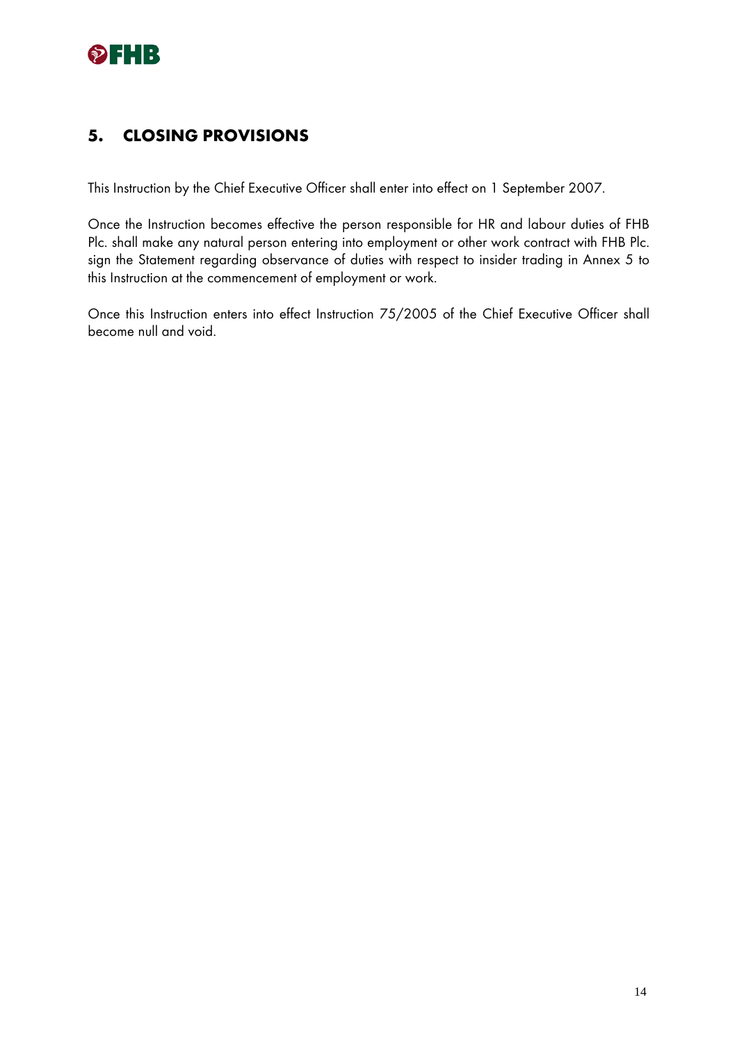## 5. CLOSING PROVISIONS

This Instruction by the Chief Executive Officer shall enter into effect on 1 September 2007.

Once the Instruction becomes effective the person responsible for HR and labour duties of FHB Plc. shall make any natural person entering into employment or other work contract with FHB Plc. sign the Statement regarding observance of duties with respect to insider trading in Annex 5 to this Instruction at the commencement of employment or work.

Once this Instruction enters into effect Instruction 75/2005 of the Chief Executive Officer shall become null and void.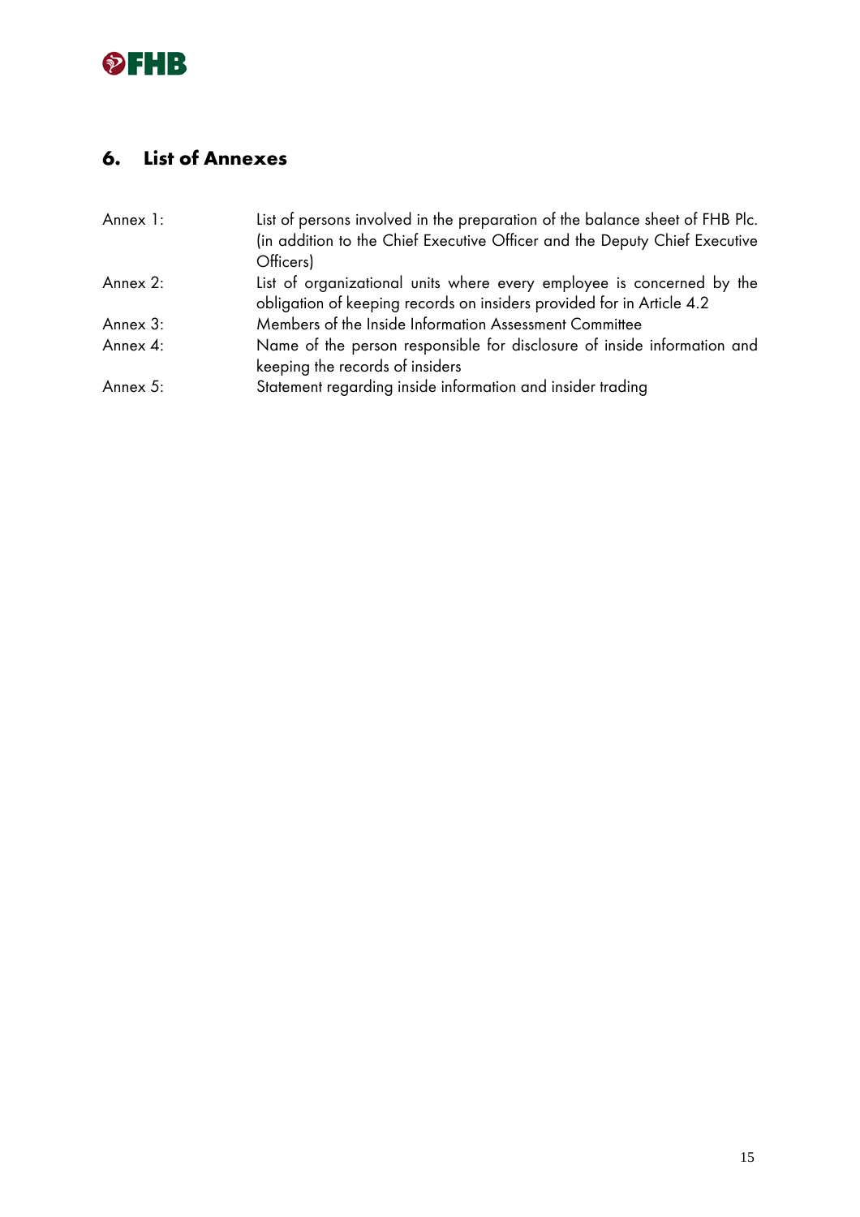## 6. List of Annexes

| | |
|---|---|
| Annex 1: | List of persons involved in the preparation of the balance sheet of FHB Plc. (in addition to the Chief Executive Officer and the Deputy Chief Executive Officers) |
| Annex 2: | List of organizational units where every employee is concerned by the obligation of keeping records on insiders provided for in Article 4.2 |
| Annex 3: | Members of the Inside Information Assessment Committee |
| Annex 4: | Name of the person responsible for disclosure of inside information and keeping the records of insiders |
| Annex 5: | Statement regarding inside information and insider trading |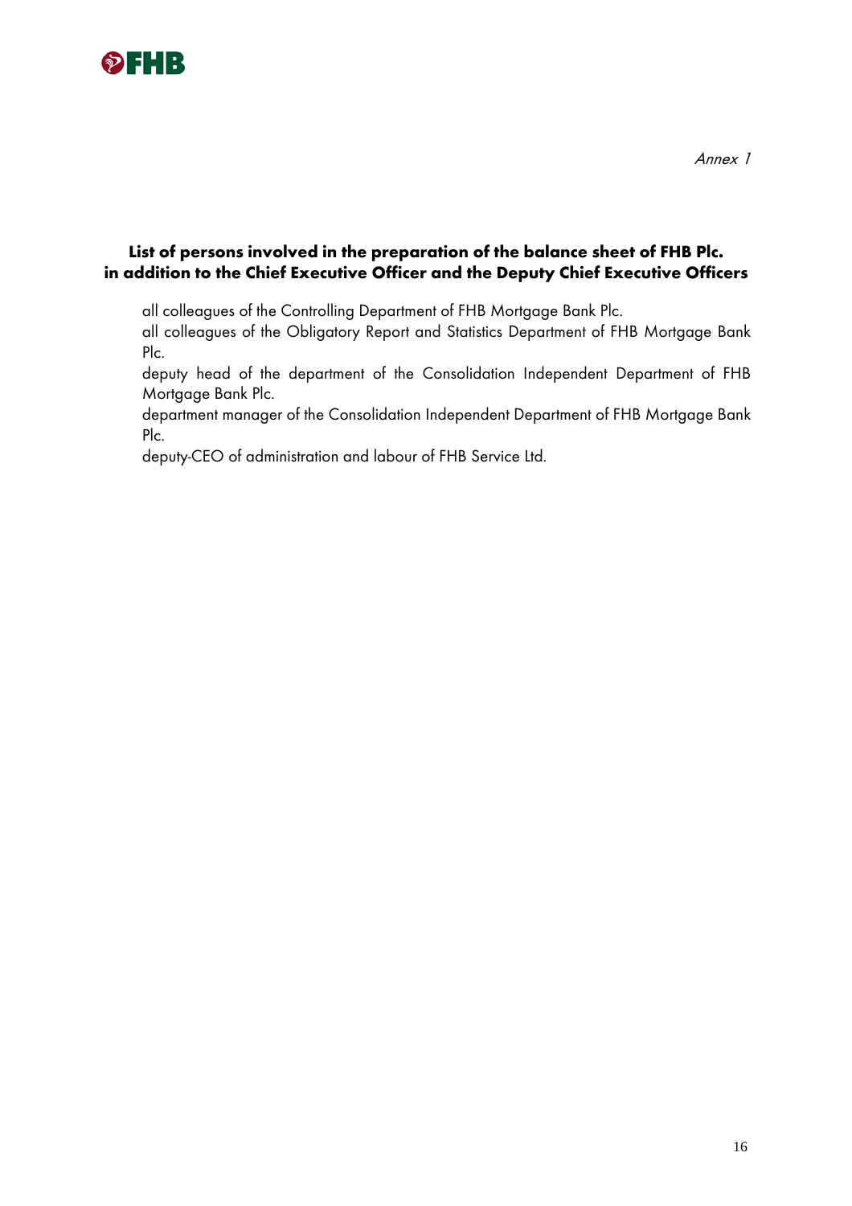*Annex 1*

**List of persons involved in the preparation of the balance sheet of FHB Plc. in addition to the Chief Executive Officer and the Deputy Chief Executive Officers**

all colleagues of the Controlling Department of FHB Mortgage Bank Plc.

all colleagues of the Obligatory Report and Statistics Department of FHB Mortgage Bank Plc.

deputy head of the department of the Consolidation Independent Department of FHB Mortgage Bank Plc.

department manager of the Consolidation Independent Department of FHB Mortgage Bank Plc.

deputy-CEO of administration and labour of FHB Service Ltd.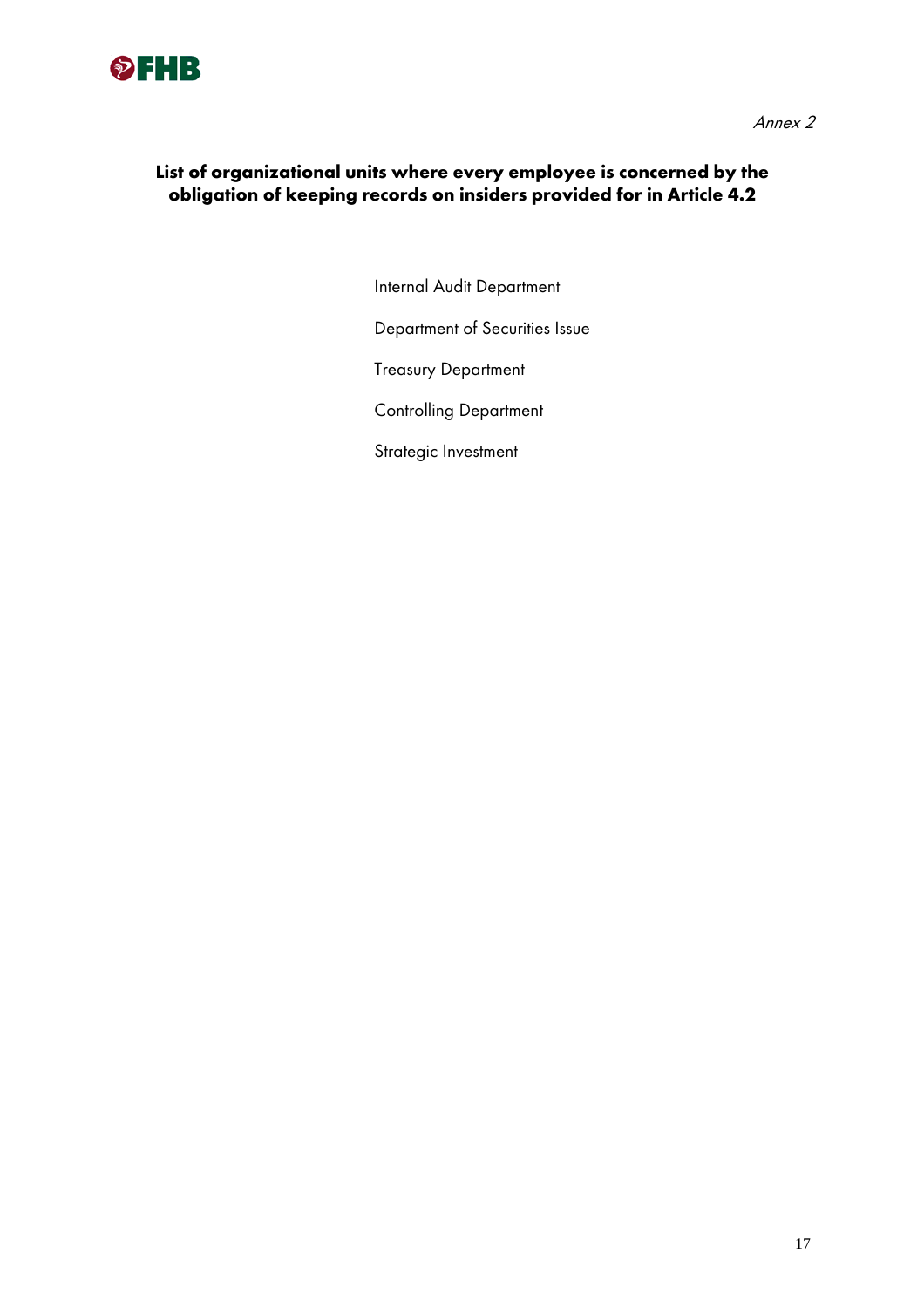*Annex 2*

## List of organizational units where every employee is concerned by the obligation of keeping records on insiders provided for in Article 4.2

Internal Audit Department

Department of Securities Issue

Treasury Department

Controlling Department

Strategic Investment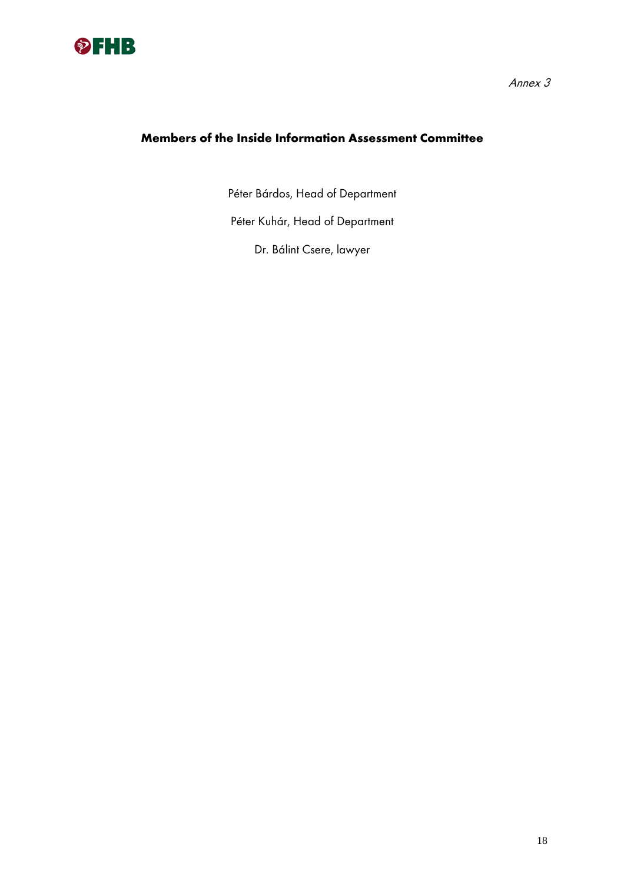*Annex 3*

**Members of the Inside Information Assessment Committee**

Péter Bárdos, Head of Department

Péter Kuhár, Head of Department

Dr. Bálint Csere, lawyer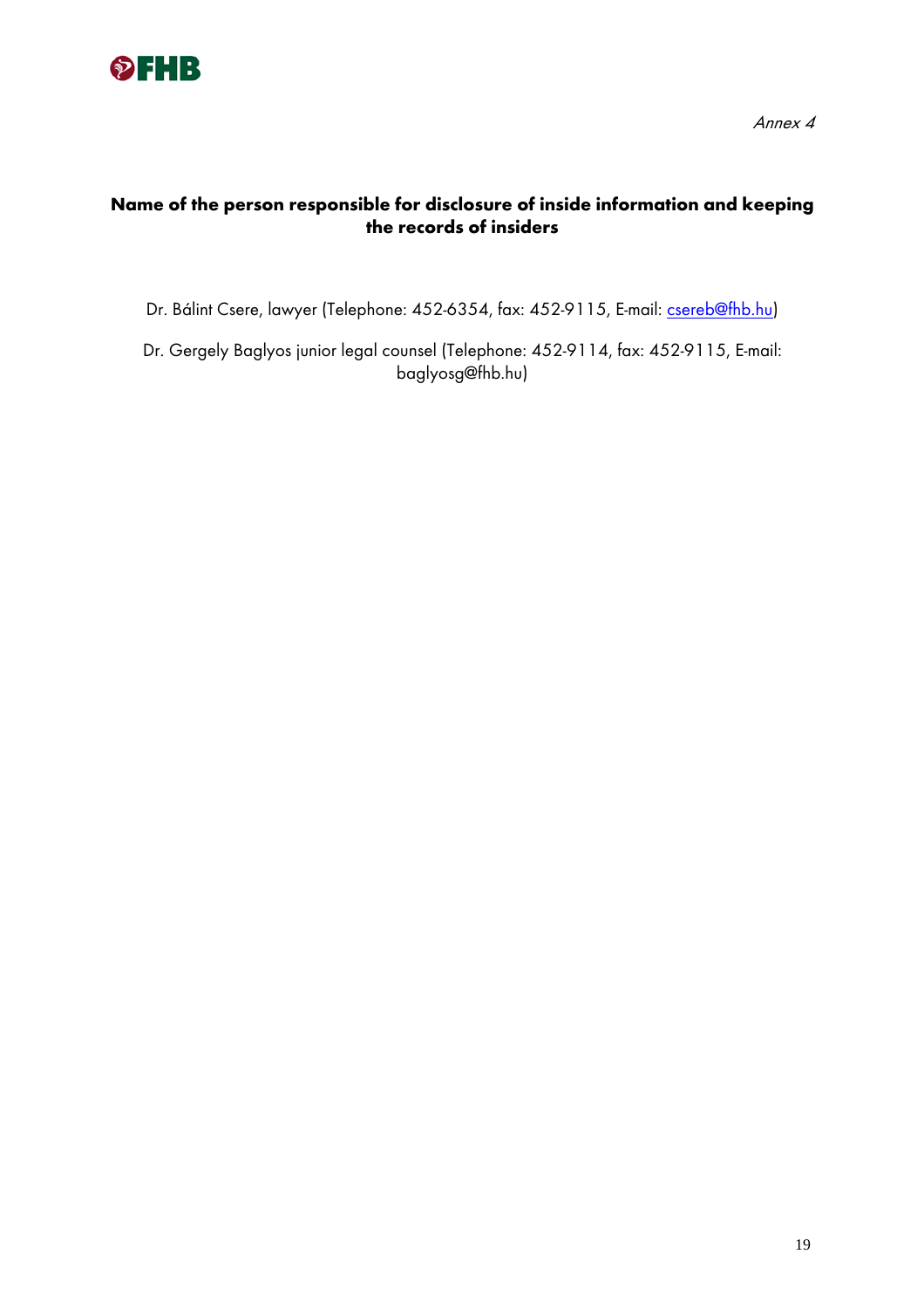*Annex 4*

**Name of the person responsible for disclosure of inside information and keeping the records of insiders**

Dr. Bálint Csere, lawyer (Telephone: 452-6354, fax: 452-9115, E-mail: cssereb@fhb.hu)

Dr. Gergely Baglyos junior legal counsel (Telephone: 452-9114, fax: 452-9115, E-mail: baglyosg@fhb.hu)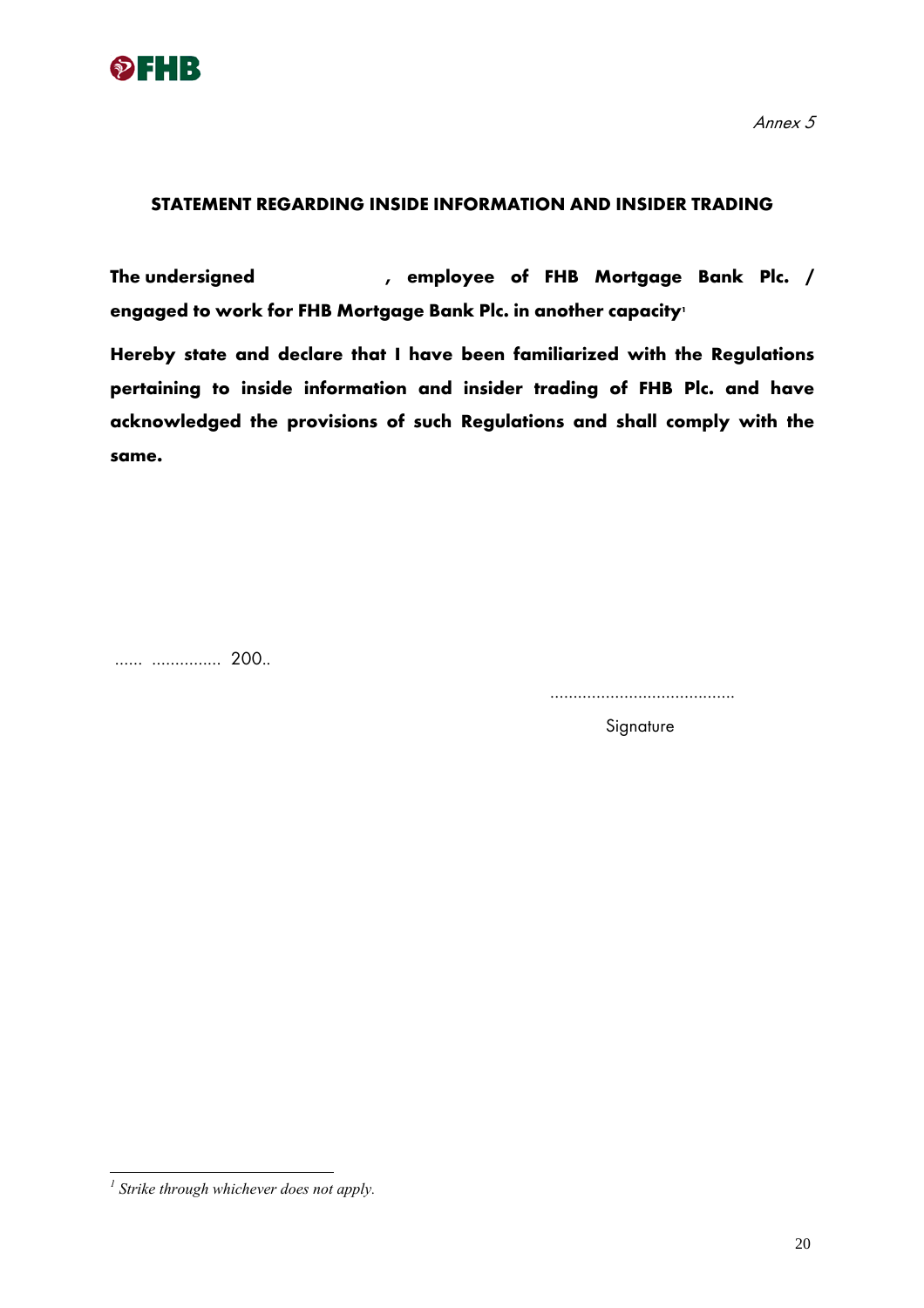*Annex 5*

## STATEMENT REGARDING INSIDE INFORMATION AND INSIDER TRADING

**The undersigned , employee of FHB Mortgage Bank Plc. / engaged to work for FHB Mortgage Bank Plc. in another capacity[1]**

**Hereby state and declare that I have been familiarized with the Regulations pertaining to inside information and insider trading of FHB Plc. and have acknowledged the provisions of such Regulations and shall comply with the same.**

...... ............... 200..

........................................

Signature

---

[1] *Strike through whichever does not apply.*